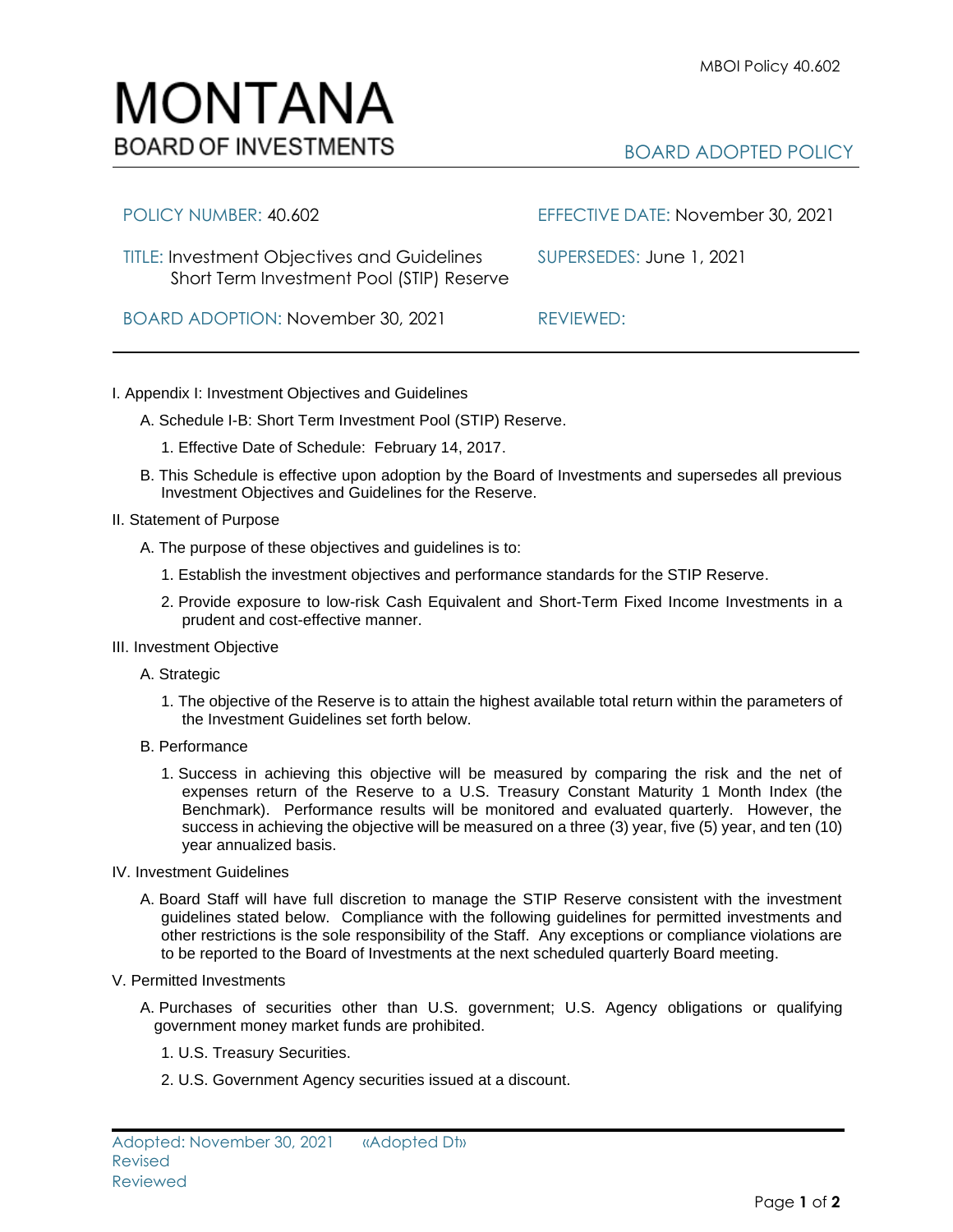MBOI Policy 40.602

# MONTANA
## BOARD OF INVESTMENTS

BOARD ADOPTED POLICY

| | |
|---|---|
| POLICY NUMBER: 40.602 | EFFECTIVE DATE: November 30, 2021 |
| TITLE: Investment Objectives and Guidelines Short Term Investment Pool (STIP) Reserve | SUPERSEDES: June 1, 2021 |
| BOARD ADOPTION: November 30, 2021 | REVIEWED: |

I. Appendix I: Investment Objectives and Guidelines

   A. Schedule I-B: Short Term Investment Pool (STIP) Reserve.

      1. Effective Date of Schedule: February 14, 2017.

   B. This Schedule is effective upon adoption by the Board of Investments and supersedes all previous Investment Objectives and Guidelines for the Reserve.

II. Statement of Purpose

   A. The purpose of these objectives and guidelines is to:

      1. Establish the investment objectives and performance standards for the STIP Reserve.

      2. Provide exposure to low-risk Cash Equivalent and Short-Term Fixed Income Investments in a prudent and cost-effective manner.

III. Investment Objective

   A. Strategic

      1. The objective of the Reserve is to attain the highest available total return within the parameters of the Investment Guidelines set forth below.

   B. Performance

      1. Success in achieving this objective will be measured by comparing the risk and the net of expenses return of the Reserve to a U.S. Treasury Constant Maturity 1 Month Index (the Benchmark). Performance results will be monitored and evaluated quarterly. However, the success in achieving the objective will be measured on a three (3) year, five (5) year, and ten (10) year annualized basis.

IV. Investment Guidelines

   A. Board Staff will have full discretion to manage the STIP Reserve consistent with the investment guidelines stated below. Compliance with the following guidelines for permitted investments and other restrictions is the sole responsibility of the Staff. Any exceptions or compliance violations are to be reported to the Board of Investments at the next scheduled quarterly Board meeting.

V. Permitted Investments

   A. Purchases of securities other than U.S. government; U.S. Agency obligations or qualifying government money market funds are prohibited.

      1. U.S. Treasury Securities.

      2. U.S. Government Agency securities issued at a discount.

Adopted: November 30, 2021 «Adopted Dt»
Revised
Reviewed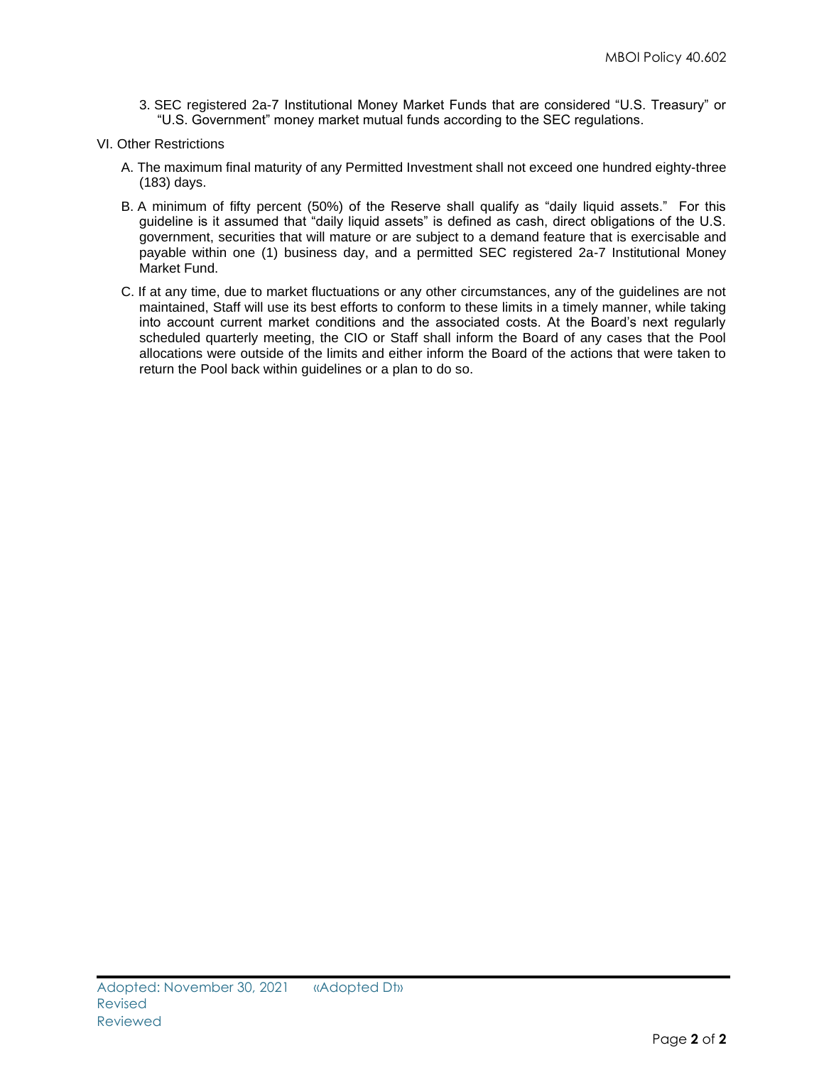3. SEC registered 2a-7 Institutional Money Market Funds that are considered "U.S. Treasury" or "U.S. Government" money market mutual funds according to the SEC regulations.

VI. Other Restrictions

A. The maximum final maturity of any Permitted Investment shall not exceed one hundred eighty-three (183) days.

B. A minimum of fifty percent (50%) of the Reserve shall qualify as "daily liquid assets." For this guideline is it assumed that "daily liquid assets" is defined as cash, direct obligations of the U.S. government, securities that will mature or are subject to a demand feature that is exercisable and payable within one (1) business day, and a permitted SEC registered 2a-7 Institutional Money Market Fund.

C. If at any time, due to market fluctuations or any other circumstances, any of the guidelines are not maintained, Staff will use its best efforts to conform to these limits in a timely manner, while taking into account current market conditions and the associated costs. At the Board's next regularly scheduled quarterly meeting, the CIO or Staff shall inform the Board of any cases that the Pool allocations were outside of the limits and either inform the Board of the actions that were taken to return the Pool back within guidelines or a plan to do so.

Adopted: November 30, 2021 «Adopted Dt»
Revised
Reviewed